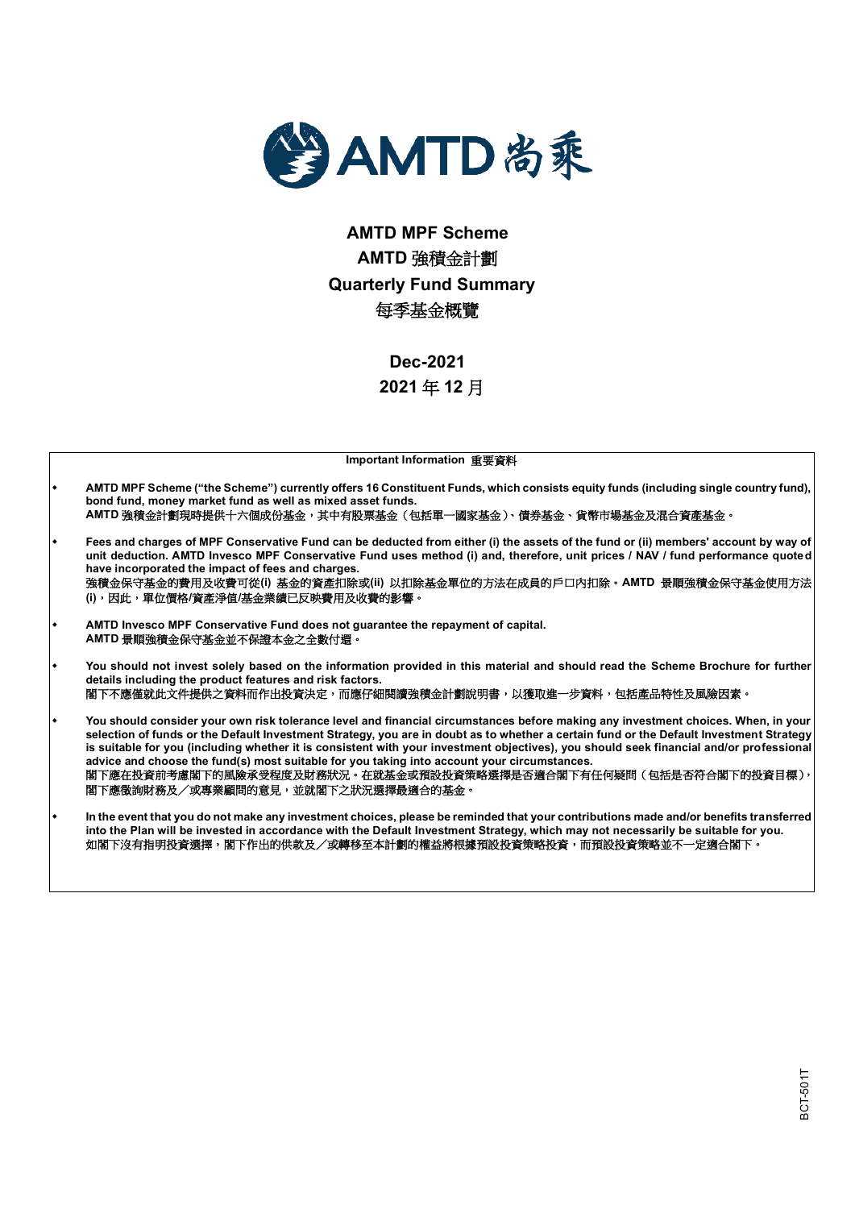AMTD 尚乘

# AMTD MPF Scheme
# AMTD 強積金計劃
# Quarterly Fund Summary
# 每季基金概覽

## Dec-2021
## 2021 年 12 月

**Important Information 重要資料**

- **AMTD MPF Scheme ("the Scheme") currently offers 16 Constituent Funds, which consists equity funds (including single country fund), bond fund, money market fund as well as mixed asset funds.**
  **AMTD 強積金計劃現時提供十六個成份基金，其中有股票基金（包括單一國家基金）、債券基金、貨幣市場基金及混合資產基金。**
- **Fees and charges of MPF Conservative Fund can be deducted from either (i) the assets of the fund or (ii) members' account by way of unit deduction. AMTD Invesco MPF Conservative Fund uses method (i) and, therefore, unit prices / NAV / fund performance quoted have incorporated the impact of fees and charges.**
  **強積金保守基金的費用及收費可從(i) 基金的資產扣除或(ii) 以扣除基金單位的方法在成員的戶口內扣除。AMTD 景順強積金保守基金使用方法(i)，因此，單位價格/資產淨值/基金業績已反映費用及收費的影響。**
- **AMTD Invesco MPF Conservative Fund does not guarantee the repayment of capital.**
  **AMTD 景順強積金保守基金並不保證本金之全數付還。**
- **You should not invest solely based on the information provided in this material and should read the Scheme Brochure for further details including the product features and risk factors.**
  **閣下不應僅就此文件提供之資料而作出投資決定，而應仔細閱讀強積金計劃說明書，以獲取進一步資料，包括產品特性及風險因素。**
- **You should consider your own risk tolerance level and financial circumstances before making any investment choices. When, in your selection of funds or the Default Investment Strategy, you are in doubt as to whether a certain fund or the Default Investment Strategy is suitable for you (including whether it is consistent with your investment objectives), you should seek financial and/or professional advice and choose the fund(s) most suitable for you taking into account your circumstances.**
  **閣下應在投資前考慮閣下的風險承受程度及財務狀況。在就基金或預設投資策略選擇是否適合閣下有任何疑問（包括是否符合閣下的投資目標），閣下應徵詢財務及／或專業顧問的意見，並就閣下之狀況選擇最適合的基金。**
- **In the event that you do not make any investment choices, please be reminded that your contributions made and/or benefits transferred into the Plan will be invested in accordance with the Default Investment Strategy, which may not necessarily be suitable for you.**
  **如閣下沒有指明投資選擇，閣下作出的供款及／或轉移至本計劃的權益將根據預設投資策略投資，而預設投資策略並不一定適合閣下。**

BCT-501T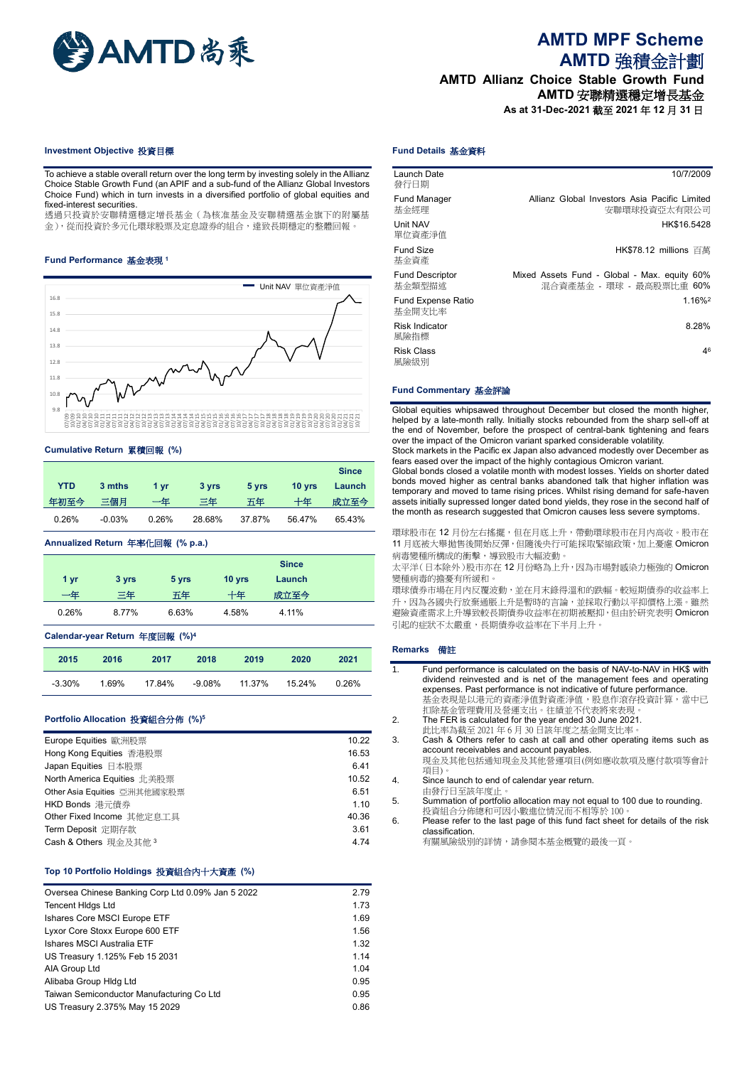# AMTD MPF Scheme
# AMTD 強積金計劃

## AMTD Allianz Choice Stable Growth Fund
## AMTD 安聯精選穩定增長基金

**As at 31-Dec-2021 截至 2021 年 12 月 31 日**

### Investment Objective 投資目標

To achieve a stable overall return over the long term by investing solely in the Allianz Choice Stable Growth Fund (an APIF and a sub-fund of the Allianz Global Investors Choice Fund) which in turn invests in a diversified portfolio of global equities and fixed-interest securities.
透過只投資於安聯精選穩定增長基金（為核准基金及安聯精選基金旗下的附屬基金），從而投資於多元化環球股票及定息證券的組合，達致長期穩定的整體回報。

### Fund Performance 基金表現 [1]

Unit NAV 單位資產淨值

### Cumulative Return 累積回報 (%)

| YTD 年初至今 | 3 mths 三個月 | 1 yr 一年 | 3 yrs 三年 | 5 yrs 五年 | 10 yrs 十年 | Since Launch 成立至今 |
|---|---|---|---|---|---|---|
| 0.26% | -0.03% | 0.26% | 28.68% | 37.87% | 56.47% | 65.43% |

### Annualized Return 年率化回報 (% p.a.)

| 1 yr 一年 | 3 yrs 三年 | 5 yrs 五年 | 10 yrs 十年 | Since Launch 成立至今 |
|---|---|---|---|---|
| 0.26% | 8.77% | 6.63% | 4.58% | 4.11% |

### Calendar-year Return 年度回報 (%)[4]

| 2015 | 2016 | 2017 | 2018 | 2019 | 2020 | 2021 |
|---|---|---|---|---|---|---|
| -3.30% | 1.69% | 17.84% | -9.08% | 11.37% | 15.24% | 0.26% |

### Portfolio Allocation 投資組合分佈 (%)[5]

| | |
|---|---|
| Europe Equities 歐洲股票 | 10.22 |
| Hong Kong Equities 香港股票 | 16.53 |
| Japan Equities 日本股票 | 6.41 |
| North America Equities 北美股票 | 10.52 |
| Other Asia Equities 亞洲其他國家股票 | 6.51 |
| HKD Bonds 港元債券 | 1.10 |
| Other Fixed Income 其他定息工具 | 40.36 |
| Term Deposit 定期存款 | 3.61 |
| Cash & Others 現金及其他 [3] | 4.74 |

### Top 10 Portfolio Holdings 投資組合內十大資產 (%)

| | |
|---|---|
| Oversea Chinese Banking Corp Ltd 0.09% Jan 5 2022 | 2.79 |
| Tencent Hldgs Ltd | 1.73 |
| Ishares Core MSCI Europe ETF | 1.69 |
| Lyxor Core Stoxx Europe 600 ETF | 1.56 |
| Ishares MSCI Australia ETF | 1.32 |
| US Treasury 1.125% Feb 15 2031 | 1.14 |
| AIA Group Ltd | 1.04 |
| Alibaba Group Hldg Ltd | 0.95 |
| Taiwan Semiconductor Manufacturing Co Ltd | 0.95 |
| US Treasury 2.375% May 15 2029 | 0.86 |

### Fund Details 基金資料

| | |
|---|---|
| Launch Date 發行日期 | 10/7/2009 |
| Fund Manager 基金經理 | Allianz Global Investors Asia Pacific Limited 安聯環球投資亞太有限公司 |
| Unit NAV 單位資產淨值 | HK$16.5428 |
| Fund Size 基金資產 | HK$78.12 millions 百萬 |
| Fund Descriptor 基金類型描述 | Mixed Assets Fund - Global - Max. equity 60% 混合資產基金 - 環球 - 最高股票比重 60% |
| Fund Expense Ratio 基金開支比率 | 1.16%[2] |
| Risk Indicator 風險指標 | 8.28% |
| Risk Class 風險級別 | 4[6] |

### Fund Commentary 基金評論

Global equities whipsawed throughout December but closed the month higher, helped by a late-month rally. Initially stocks rebounded from the sharp sell-off at the end of November, before the prospect of central-bank tightening and fears over the impact of the Omicron variant sparked considerable volatility.
Stock markets in the Pacific ex Japan also advanced modestly over December as fears eased over the impact of the highly contagious Omicron variant.
Global bonds closed a volatile month with modest losses. Yields on shorter dated bonds moved higher as central banks abandoned talk that higher inflation was temporary and moved to tame rising prices. Whilst rising demand for safe-haven assets initially supressed longer dated bond yields, they rose in the second half of the month as research suggested that Omicron causes less severe symptoms.

環球股市在 12 月份左右搖擺，但在月底上升，帶動環球股市在月內高收。股市在 11 月底被大舉拋售後開始反彈，但隨後央行可能採取緊縮政策，加上憂慮 Omicron 病毒變種所構成的衝擊，導致股市大幅波動。
太平洋（日本除外）股市亦在 12 月份略為上升，因為市場對感染力極強的 Omicron 變種病毒的擔憂有所緩和。
環球債券市場在月內反覆波動，並在月末錄得溫和的跌幅。較短期債券的收益率上升，因為各國央行放棄通脹上升是暫時的言論，並採取行動以平抑價格上漲。雖然避險資產需求上升導致較長期債券收益率在初期被壓抑，但由於研究表明 Omicron 引起的症狀不太嚴重，長期債券收益率在下半月上升。

### Remarks 備註

1. Fund performance is calculated on the basis of NAV-to-NAV in HK$ with dividend reinvested and is net of the management fees and operating expenses. Past performance is not indicative of future performance.
   基金表現是以港元的資產淨值對資產淨值，股息作滾存投資計算，當中已扣除基金管理費用及營運支出。往績並不代表將來表現。
2. The FER is calculated for the year ended 30 June 2021.
   此比率為截至 2021 年 6 月 30 日該年度之基金開支比率。
3. Cash & Others refer to cash at call and other operating items such as account receivables and account payables.
   現金及其他包括通知現金及其他營運項目(例如應收款項及應付款項等會計項目)。
4. Since launch to end of calendar year return.
   由發行日至該年度止。
5. Summation of portfolio allocation may not equal to 100 due to rounding.
   投資組合分佈總和可因小數進位情況而不相等於 100。
6. Please refer to the last page of this fund fact sheet for details of the risk classification.
   有關風險級別的詳情，請參閱本基金概覽的最後一頁。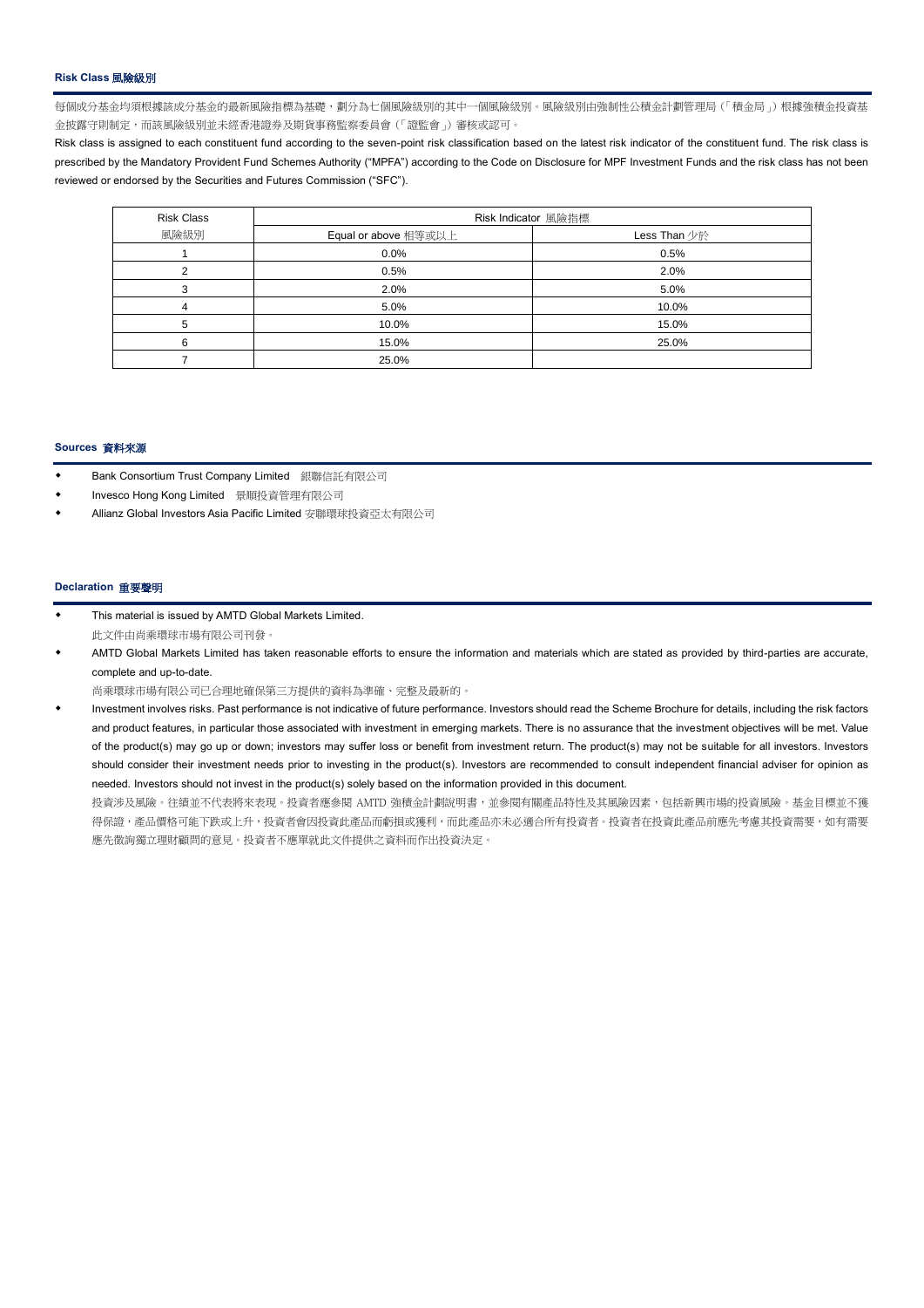## Risk Class 風險級別

每個成分基金均須根據該成分基金的最新風險指標為基礎，劃分為七個風險級別的其中一個風險級別。風險級別由強制性公積金計劃管理局（「積金局」）根據強積金投資基金披露守則制定，而該風險級別並未經香港證券及期貨事務監察委員會（「證監會」）審核或認可。

Risk class is assigned to each constituent fund according to the seven-point risk classification based on the latest risk indicator of the constituent fund. The risk class is prescribed by the Mandatory Provident Fund Schemes Authority ("MPFA") according to the Code on Disclosure for MPF Investment Funds and the risk class has not been reviewed or endorsed by the Securities and Futures Commission ("SFC").

| Risk Class 風險級別 | Risk Indicator 風險指標 | |
|---|---|---|
| | Equal or above 相等或以上 | Less Than 少於 |
| 1 | 0.0% | 0.5% |
| 2 | 0.5% | 2.0% |
| 3 | 2.0% | 5.0% |
| 4 | 5.0% | 10.0% |
| 5 | 10.0% | 15.0% |
| 6 | 15.0% | 25.0% |
| 7 | 25.0% | |

## Sources 資料來源

- Bank Consortium Trust Company Limited 銀聯信託有限公司
- Invesco Hong Kong Limited 景順投資管理有限公司
- Allianz Global Investors Asia Pacific Limited 安聯環球投資亞太有限公司

## Declaration 重要聲明

- This material is issued by AMTD Global Markets Limited.
  此文件由尚乘環球市場有限公司刊發。
- AMTD Global Markets Limited has taken reasonable efforts to ensure the information and materials which are stated as provided by third-parties are accurate, complete and up-to-date.
  尚乘環球市場有限公司已合理地確保第三方提供的資料為準確、完整及最新的。
- Investment involves risks. Past performance is not indicative of future performance. Investors should read the Scheme Brochure for details, including the risk factors and product features, in particular those associated with investment in emerging markets. There is no assurance that the investment objectives will be met. Value of the product(s) may go up or down; investors may suffer loss or benefit from investment return. The product(s) may not be suitable for all investors. Investors should consider their investment needs prior to investing in the product(s). Investors are recommended to consult independent financial adviser for opinion as needed. Investors should not invest in the product(s) solely based on the information provided in this document.
  投資涉及風險。往績並不代表將來表現。投資者應參閱 AMTD 強積金計劃說明書，並參閱有關產品特性及其風險因素，包括新興市場的投資風險。基金目標並不獲得保證，產品價格可能下跌或上升，投資者會因投資此產品而虧損或獲利，而此產品亦未必適合所有投資者。投資者在投資此產品前應先考慮其投資需要，如有需要應先徵詢獨立理財顧問的意見。投資者不應單就此文件提供之資料而作出投資決定。